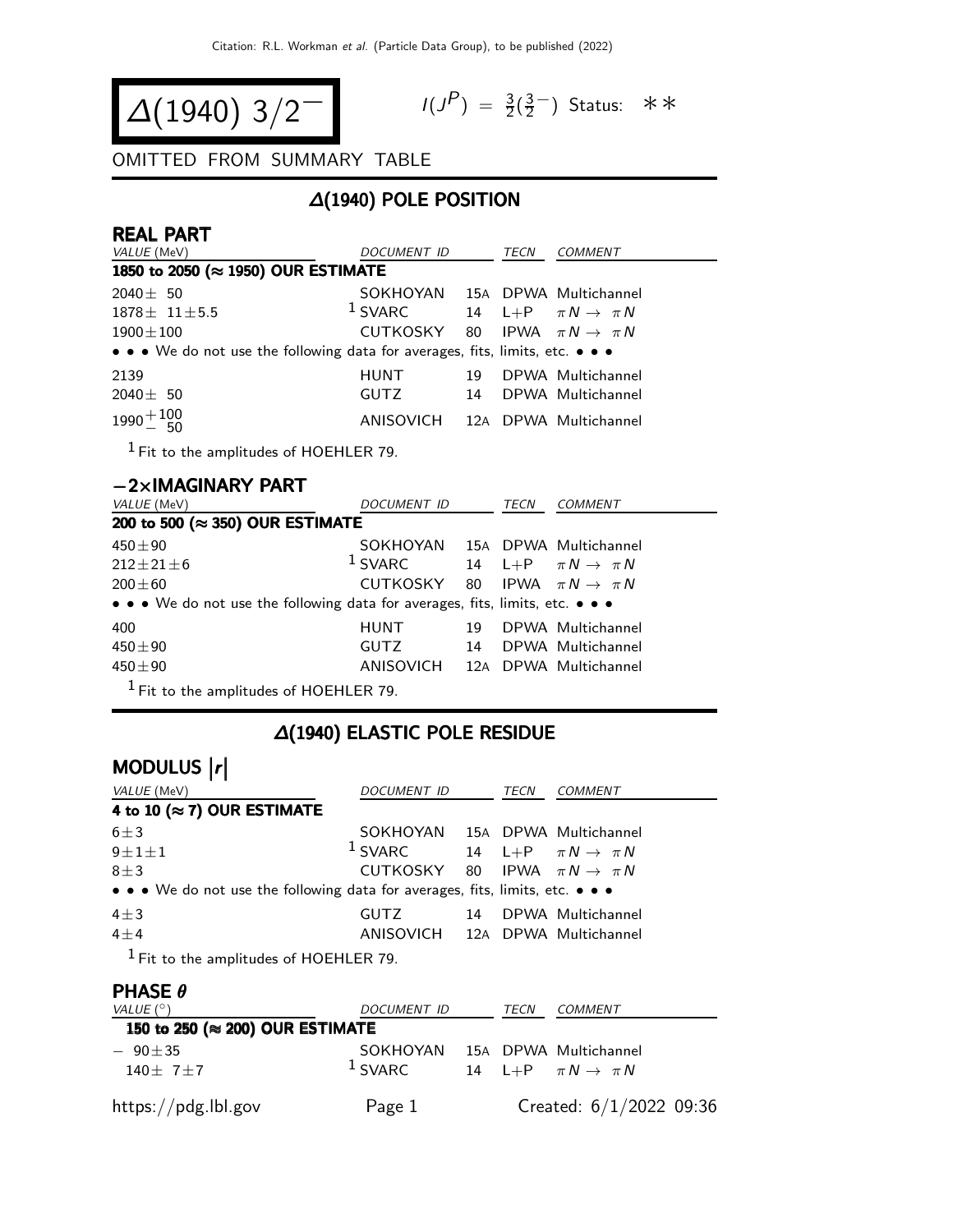# $\Delta(1940)$ $3/2^-$

$I(J^P) = \frac{3}{2}(\frac{3}{2}^-)$ Status: ∗∗

OMITTED FROM SUMMARY TABLE

## $\Delta(1940)$ POLE POSITION

### REAL PART

| VALUE (MeV) | DOCUMENT ID | | TECN | COMMENT |
|---|---|---|---|---|
| **1850 to 2050 (≈ 1950) OUR ESTIMATE** | | | | |
| $2040 \pm 50$ | SOKHOYAN | 15A | DPWA | Multichannel |
| $1878 \pm 11 \pm 5.5$ | [1] SVARC | 14 | L+P | $\pi N \rightarrow \pi N$ |
| $1900 \pm 100$ | CUTKOSKY | 80 | IPWA | $\pi N \rightarrow \pi N$ |
| • • • We do not use the following data for averages, fits, limits, etc. • • • | | | | |
| 2139 | HUNT | 19 | DPWA | Multichannel |
| $2040 \pm 50$ | GUTZ | 14 | DPWA | Multichannel |
| $1990^{+100}_{-50}$ | ANISOVICH | 12A | DPWA | Multichannel |

[1] Fit to the amplitudes of HOEHLER 79.

### −2×IMAGINARY PART

| VALUE (MeV) | DOCUMENT ID | | TECN | COMMENT |
|---|---|---|---|---|
| **200 to 500 (≈ 350) OUR ESTIMATE** | | | | |
| $450 \pm 90$ | SOKHOYAN | 15A | DPWA | Multichannel |
| $212 \pm 21 \pm 6$ | [1] SVARC | 14 | L+P | $\pi N \rightarrow \pi N$ |
| $200 \pm 60$ | CUTKOSKY | 80 | IPWA | $\pi N \rightarrow \pi N$ |
| • • • We do not use the following data for averages, fits, limits, etc. • • • | | | | |
| 400 | HUNT | 19 | DPWA | Multichannel |
| $450 \pm 90$ | GUTZ | 14 | DPWA | Multichannel |
| $450 \pm 90$ | ANISOVICH | 12A | DPWA | Multichannel |

[1] Fit to the amplitudes of HOEHLER 79.

## $\Delta(1940)$ ELASTIC POLE RESIDUE

### MODULUS $|r|$

| VALUE (MeV) | DOCUMENT ID | | TECN | COMMENT |
|---|---|---|---|---|
| **4 to 10 (≈ 7) OUR ESTIMATE** | | | | |
| $6 \pm 3$ | SOKHOYAN | 15A | DPWA | Multichannel |
| $9 \pm 1 \pm 1$ | [1] SVARC | 14 | L+P | $\pi N \rightarrow \pi N$ |
| $8 \pm 3$ | CUTKOSKY | 80 | IPWA | $\pi N \rightarrow \pi N$ |
| • • • We do not use the following data for averages, fits, limits, etc. • • • | | | | |
| $4 \pm 3$ | GUTZ | 14 | DPWA | Multichannel |
| $4 \pm 4$ | ANISOVICH | 12A | DPWA | Multichannel |

[1] Fit to the amplitudes of HOEHLER 79.

### PHASE $\theta$

| VALUE (°) | DOCUMENT ID | | TECN | COMMENT |
|---|---|---|---|---|
| **150 to 250 (≈ 200) OUR ESTIMATE** | | | | |
| $-90 \pm 35$ | SOKHOYAN | 15A | DPWA | Multichannel |
| $140 \pm 7 \pm 7$ | [1] SVARC | 14 | L+P | $\pi N \rightarrow \pi N$ |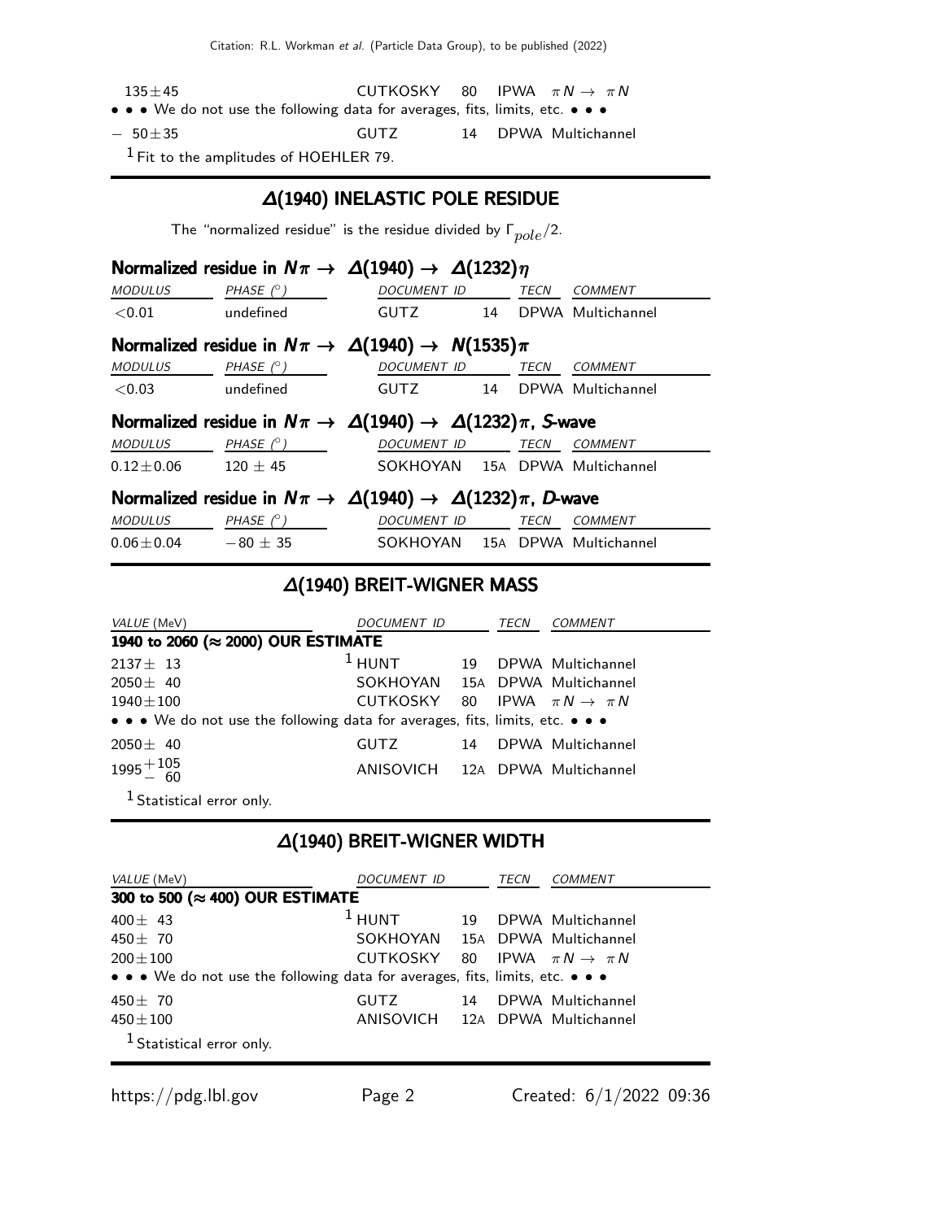| | | | | |
|---|---|---|---|---|
| 135±45 | CUTKOSKY | 80 | IPWA | $\pi N \rightarrow \pi N$ |
| • • • We do not use the following data for averages, fits, limits, etc. • • • | | | | |
| − 50±35 | GUTZ | 14 | DPWA | Multichannel |

[1] Fit to the amplitudes of HOEHLER 79.

## Δ(1940) INELASTIC POLE RESIDUE

The "normalized residue" is the residue divided by $\Gamma_{pole}/2$.

### Normalized residue in $N\pi \rightarrow \Delta(1940) \rightarrow \Delta(1232)\eta$

| MODULUS | PHASE (°) | DOCUMENT ID | | TECN | COMMENT |
|---|---|---|---|---|---|
| <0.01 | undefined | GUTZ | 14 | DPWA | Multichannel |

### Normalized residue in $N\pi \rightarrow \Delta(1940) \rightarrow N(1535)\pi$

| MODULUS | PHASE (°) | DOCUMENT ID | | TECN | COMMENT |
|---|---|---|---|---|---|
| <0.03 | undefined | GUTZ | 14 | DPWA | Multichannel |

### Normalized residue in $N\pi \rightarrow \Delta(1940) \rightarrow \Delta(1232)\pi$, *S*-wave

| MODULUS | PHASE (°) | DOCUMENT ID | | TECN | COMMENT |
|---|---|---|---|---|---|
| 0.12±0.06 | 120 ± 45 | SOKHOYAN | 15A | DPWA | Multichannel |

### Normalized residue in $N\pi \rightarrow \Delta(1940) \rightarrow \Delta(1232)\pi$, *D*-wave

| MODULUS | PHASE (°) | DOCUMENT ID | | TECN | COMMENT |
|---|---|---|---|---|---|
| 0.06±0.04 | −80 ± 35 | SOKHOYAN | 15A | DPWA | Multichannel |

## Δ(1940) BREIT-WIGNER MASS

| VALUE (MeV) | DOCUMENT ID | | TECN | COMMENT |
|---|---|---|---|---|
| **1940 to 2060 (≈ 2000) OUR ESTIMATE** | | | | |
| 2137± 13 | [1] HUNT | 19 | DPWA | Multichannel |
| 2050± 40 | SOKHOYAN | 15A | DPWA | Multichannel |
| 1940±100 | CUTKOSKY | 80 | IPWA | $\pi N \rightarrow \pi N$ |
| • • • We do not use the following data for averages, fits, limits, etc. • • • | | | | |
| 2050± 40 | GUTZ | 14 | DPWA | Multichannel |
| $1995^{+105}_{-60}$ | ANISOVICH | 12A | DPWA | Multichannel |

[1] Statistical error only.

## Δ(1940) BREIT-WIGNER WIDTH

| VALUE (MeV) | DOCUMENT ID | | TECN | COMMENT |
|---|---|---|---|---|
| **300 to 500 (≈ 400) OUR ESTIMATE** | | | | |
| 400± 43 | [1] HUNT | 19 | DPWA | Multichannel |
| 450± 70 | SOKHOYAN | 15A | DPWA | Multichannel |
| 200±100 | CUTKOSKY | 80 | IPWA | $\pi N \rightarrow \pi N$ |
| • • • We do not use the following data for averages, fits, limits, etc. • • • | | | | |
| 450± 70 | GUTZ | 14 | DPWA | Multichannel |
| 450±100 | ANISOVICH | 12A | DPWA | Multichannel |

[1] Statistical error only.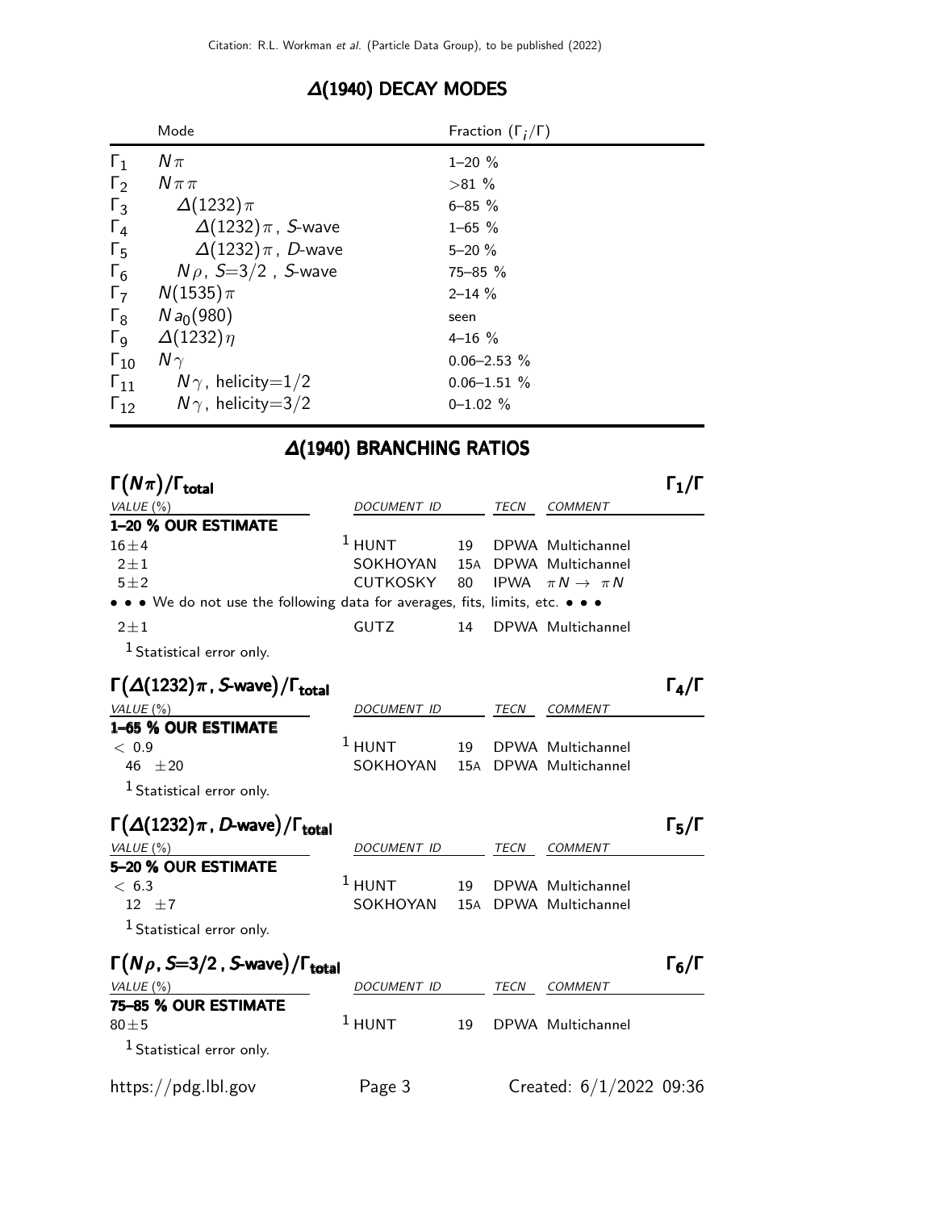## Δ(1940) DECAY MODES

| | Mode | Fraction ($\Gamma_i/\Gamma$) |
|---|---|---|
| $\Gamma_1$ | $N\pi$ | 1–20 % |
| $\Gamma_2$ | $N\pi\pi$ | >81 % |
| $\Gamma_3$ | $\Delta(1232)\pi$ | 6–85 % |
| $\Gamma_4$ | $\Delta(1232)\pi$, S-wave | 1–65 % |
| $\Gamma_5$ | $\Delta(1232)\pi$, D-wave | 5–20 % |
| $\Gamma_6$ | $N\rho$, $S=3/2$, S-wave | 75–85 % |
| $\Gamma_7$ | $N(1535)\pi$ | 2–14 % |
| $\Gamma_8$ | $N a_0(980)$ | seen |
| $\Gamma_9$ | $\Delta(1232)\eta$ | 4–16 % |
| $\Gamma_{10}$ | $N\gamma$ | 0.06–2.53 % |
| $\Gamma_{11}$ | $N\gamma$, helicity=1/2 | 0.06–1.51 % |
| $\Gamma_{12}$ | $N\gamma$, helicity=3/2 | 0–1.02 % |

## Δ(1940) BRANCHING RATIOS

### $\Gamma(N\pi)/\Gamma_{total}$ — $\Gamma_1/\Gamma$

| VALUE (%) | DOCUMENT ID | | TECN | COMMENT |
|---|---|---|---|---|
| **1–20 % OUR ESTIMATE** | | | | |
| 16±4 | [1] HUNT | 19 | DPWA | Multichannel |
| 2±1 | SOKHOYAN | 15A | DPWA | Multichannel |
| 5±2 | CUTKOSKY | 80 | IPWA | $\pi N \to \pi N$ |
| • • • We do not use the following data for averages, fits, limits, etc. • • • | | | | |
| 2±1 | GUTZ | 14 | DPWA | Multichannel |

[1] Statistical error only.

### $\Gamma(\Delta(1232)\pi$, S-wave$)/\Gamma_{total}$ — $\Gamma_4/\Gamma$

| VALUE (%) | DOCUMENT ID | | TECN | COMMENT |
|---|---|---|---|---|
| **1–65 % OUR ESTIMATE** | | | | |
| < 0.9 | [1] HUNT | 19 | DPWA | Multichannel |
| 46 ±20 | SOKHOYAN | 15A | DPWA | Multichannel |

[1] Statistical error only.

### $\Gamma(\Delta(1232)\pi$, D-wave$)/\Gamma_{total}$ — $\Gamma_5/\Gamma$

| VALUE (%) | DOCUMENT ID | | TECN | COMMENT |
|---|---|---|---|---|
| **5–20 % OUR ESTIMATE** | | | | |
| < 6.3 | [1] HUNT | 19 | DPWA | Multichannel |
| 12 ±7 | SOKHOYAN | 15A | DPWA | Multichannel |

[1] Statistical error only.

### $\Gamma(N\rho$, $S=3/2$, S-wave$)/\Gamma_{total}$ — $\Gamma_6/\Gamma$

| VALUE (%) | DOCUMENT ID | | TECN | COMMENT |
|---|---|---|---|---|
| **75–85 % OUR ESTIMATE** | | | | |
| 80±5 | [1] HUNT | 19 | DPWA | Multichannel |

[1] Statistical error only.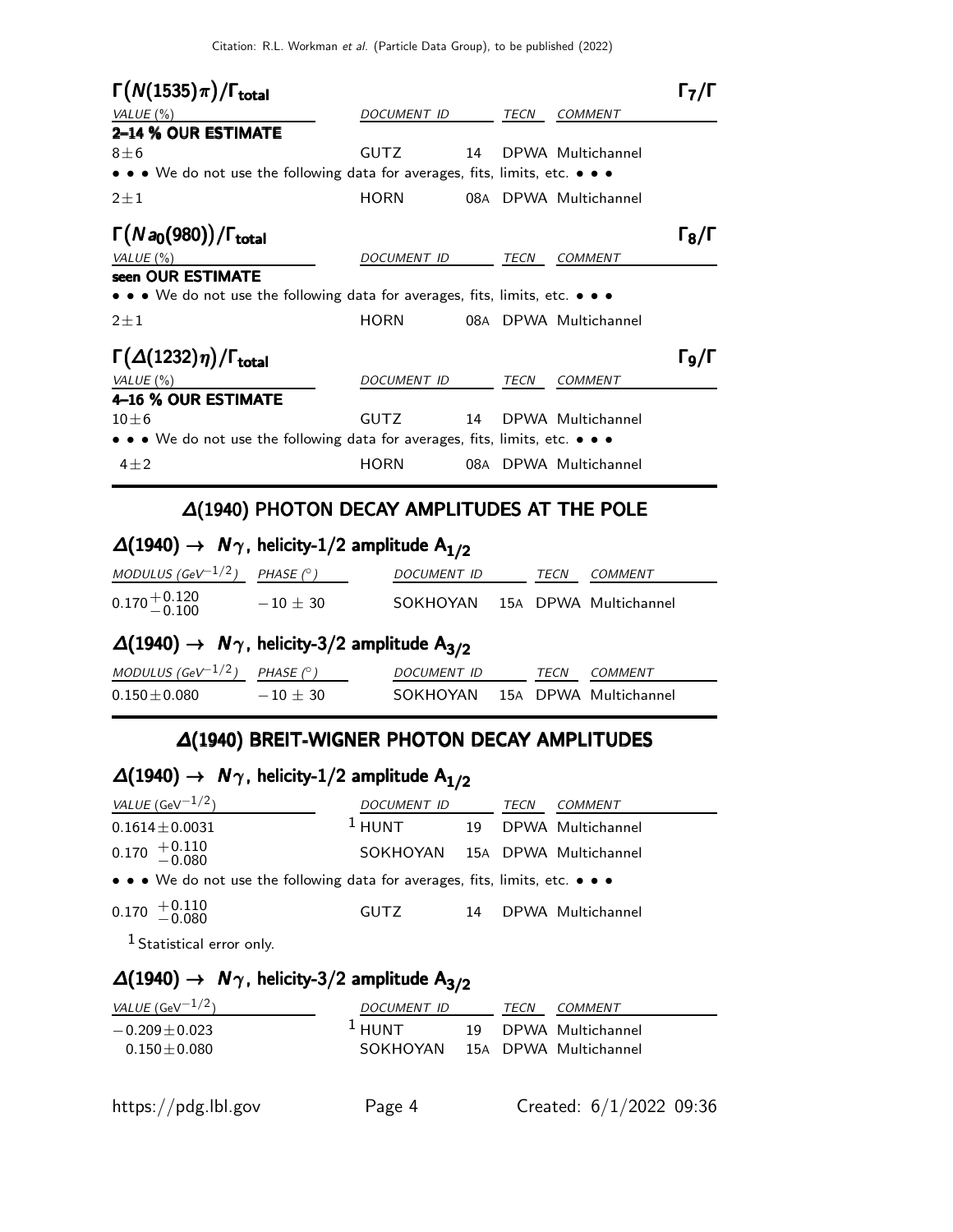## $\Gamma(N(1535)\pi)/\Gamma_{total}$ — $\Gamma_7/\Gamma$

| VALUE (%) | DOCUMENT ID | TECN | COMMENT |
|---|---|---|---|
| **2–14 % OUR ESTIMATE** | | | |
| $8\pm6$ | GUTZ | 14 | DPWA Multichannel |
| • • • We do not use the following data for averages, fits, limits, etc. • • • | | | |
| $2\pm1$ | HORN | 08A | DPWA Multichannel |

## $\Gamma(N a_0(980))/\Gamma_{total}$ — $\Gamma_8/\Gamma$

| VALUE (%) | DOCUMENT ID | TECN | COMMENT |
|---|---|---|---|
| **seen OUR ESTIMATE** | | | |
| • • • We do not use the following data for averages, fits, limits, etc. • • • | | | |
| $2\pm1$ | HORN | 08A | DPWA Multichannel |

## $\Gamma(\Delta(1232)\eta)/\Gamma_{total}$ — $\Gamma_9/\Gamma$

| VALUE (%) | DOCUMENT ID | TECN | COMMENT |
|---|---|---|---|
| **4–16 % OUR ESTIMATE** | | | |
| $10\pm6$ | GUTZ | 14 | DPWA Multichannel |
| • • • We do not use the following data for averages, fits, limits, etc. • • • | | | |
| $4\pm2$ | HORN | 08A | DPWA Multichannel |

# $\Delta(1940)$ PHOTON DECAY AMPLITUDES AT THE POLE

## $\Delta(1940) \rightarrow N\gamma$, helicity-1/2 amplitude $A_{1/2}$

| MODULUS (GeV$^{-1/2}$) | PHASE (°) | DOCUMENT ID | TECN | COMMENT |
|---|---|---|---|---|
| $0.170^{+0.120}_{-0.100}$ | $-10\pm30$ | SOKHOYAN | 15A | DPWA Multichannel |

## $\Delta(1940) \rightarrow N\gamma$, helicity-3/2 amplitude $A_{3/2}$

| MODULUS (GeV$^{-1/2}$) | PHASE (°) | DOCUMENT ID | TECN | COMMENT |
|---|---|---|---|---|
| $0.150\pm0.080$ | $-10\pm30$ | SOKHOYAN | 15A | DPWA Multichannel |

# $\Delta(1940)$ BREIT-WIGNER PHOTON DECAY AMPLITUDES

## $\Delta(1940) \rightarrow N\gamma$, helicity-1/2 amplitude $A_{1/2}$

| VALUE (GeV$^{-1/2}$) | DOCUMENT ID | TECN | COMMENT |
|---|---|---|---|
| $0.1614\pm0.0031$ | [1] HUNT | 19 | DPWA Multichannel |
| $0.170\ ^{+0.110}_{-0.080}$ | SOKHOYAN | 15A | DPWA Multichannel |
| • • • We do not use the following data for averages, fits, limits, etc. • • • | | | |
| $0.170\ ^{+0.110}_{-0.080}$ | GUTZ | 14 | DPWA Multichannel |

[1] Statistical error only.

## $\Delta(1940) \rightarrow N\gamma$, helicity-3/2 amplitude $A_{3/2}$

| VALUE (GeV$^{-1/2}$) | DOCUMENT ID | TECN | COMMENT |
|---|---|---|---|
| $-0.209\pm0.023$ | [1] HUNT | 19 | DPWA Multichannel |
| $0.150\pm0.080$ | SOKHOYAN | 15A | DPWA Multichannel |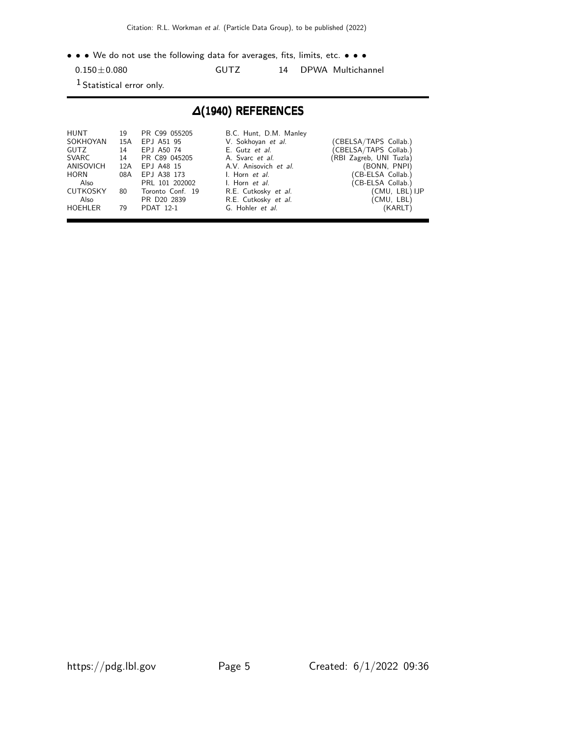• • • We do not use the following data for averages, fits, limits, etc. • • •

| | | | |
|---|---|---|---|
| 0.150±0.080 | GUTZ | 14 | DPWA Multichannel |

[1] Statistical error only.

## Δ(1940) REFERENCES

| | | | | |
|---|---|---|---|---|
| HUNT | 19 | PR C99 055205 | B.C. Hunt, D.M. Manley | |
| SOKHOYAN | 15A | EPJ A51 95 | V. Sokhoyan *et al.* | (CBELSA/TAPS Collab.) |
| GUTZ | 14 | EPJ A50 74 | E. Gutz *et al.* | (CBELSA/TAPS Collab.) |
| SVARC | 14 | PR C89 045205 | A. Svarc *et al.* | (RBI Zagreb, UNI Tuzla) |
| ANISOVICH | 12A | EPJ A48 15 | A.V. Anisovich *et al.* | (BONN, PNPI) |
| HORN | 08A | EPJ A38 173 | I. Horn *et al.* | (CB-ELSA Collab.) |
| Also | | PRL 101 202002 | I. Horn *et al.* | (CB-ELSA Collab.) |
| CUTKOSKY | 80 | Toronto Conf. 19 | R.E. Cutkosky *et al.* | (CMU, LBL) IJP |
| Also | | PR D20 2839 | R.E. Cutkosky *et al.* | (CMU, LBL) |
| HOEHLER | 79 | PDAT 12-1 | G. Hohler *et al.* | (KARLT) |